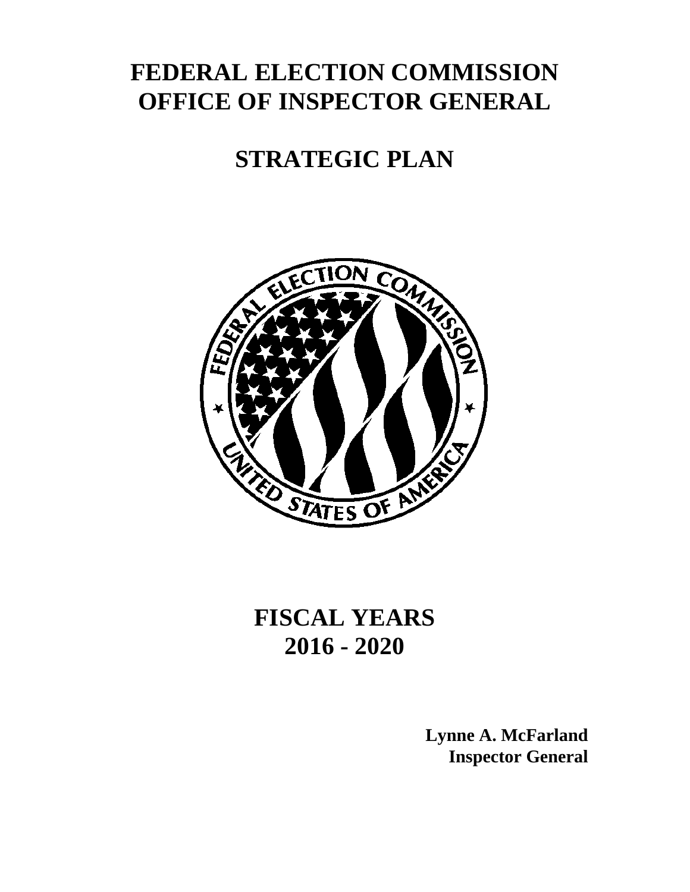# FEDERAL ELECTION COMMISSION
# OFFICE OF INSPECTOR GENERAL

## STRATEGIC PLAN

## FISCAL YEARS
## 2016 - 2020

**Lynne A. McFarland**
**Inspector General**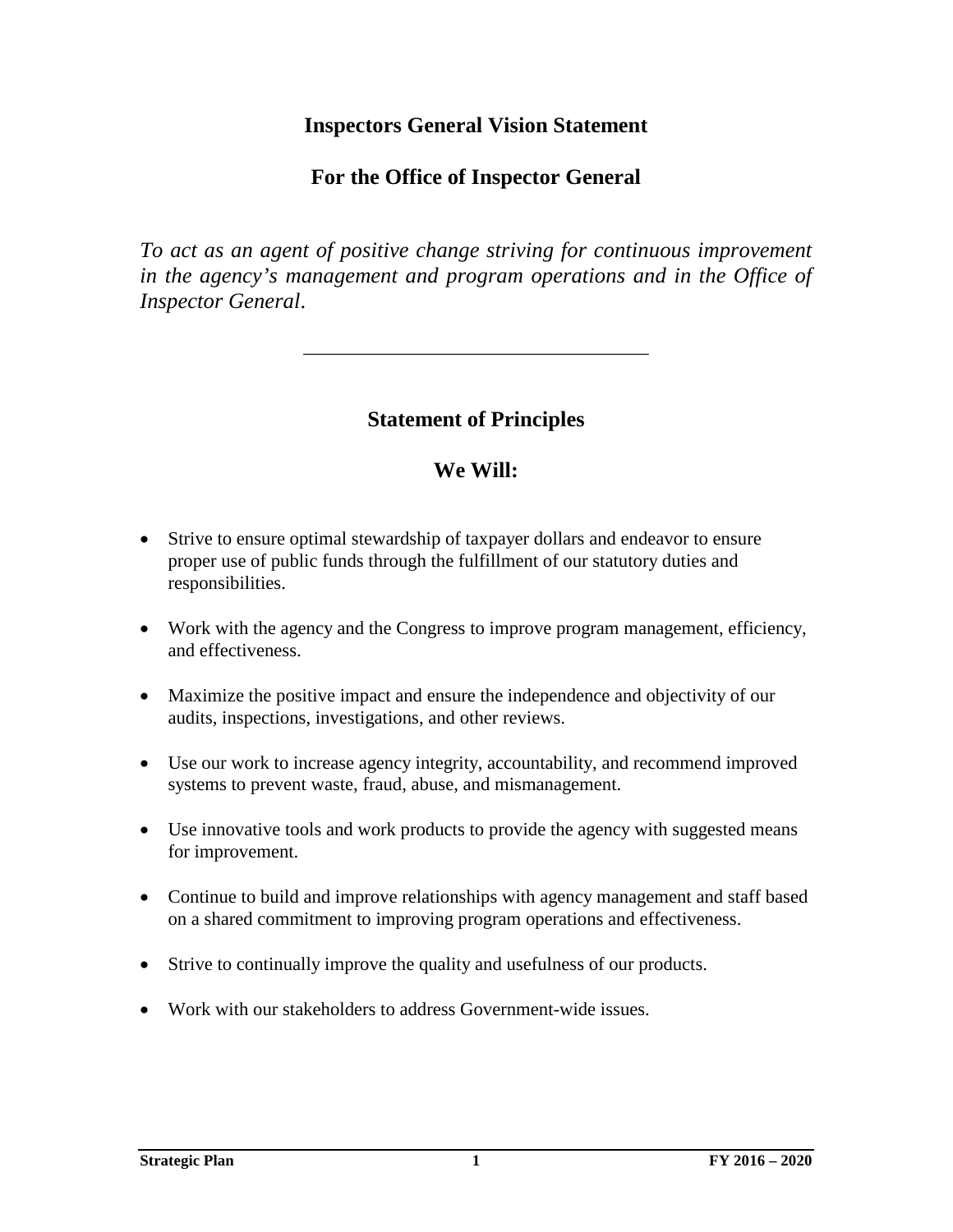## Inspectors General Vision Statement

## For the Office of Inspector General

*To act as an agent of positive change striving for continuous improvement in the agency's management and program operations and in the Office of Inspector General.*

---

## Statement of Principles

## We Will:

- Strive to ensure optimal stewardship of taxpayer dollars and endeavor to ensure proper use of public funds through the fulfillment of our statutory duties and responsibilities.
- Work with the agency and the Congress to improve program management, efficiency, and effectiveness.
- Maximize the positive impact and ensure the independence and objectivity of our audits, inspections, investigations, and other reviews.
- Use our work to increase agency integrity, accountability, and recommend improved systems to prevent waste, fraud, abuse, and mismanagement.
- Use innovative tools and work products to provide the agency with suggested means for improvement.
- Continue to build and improve relationships with agency management and staff based on a shared commitment to improving program operations and effectiveness.
- Strive to continually improve the quality and usefulness of our products.
- Work with our stakeholders to address Government-wide issues.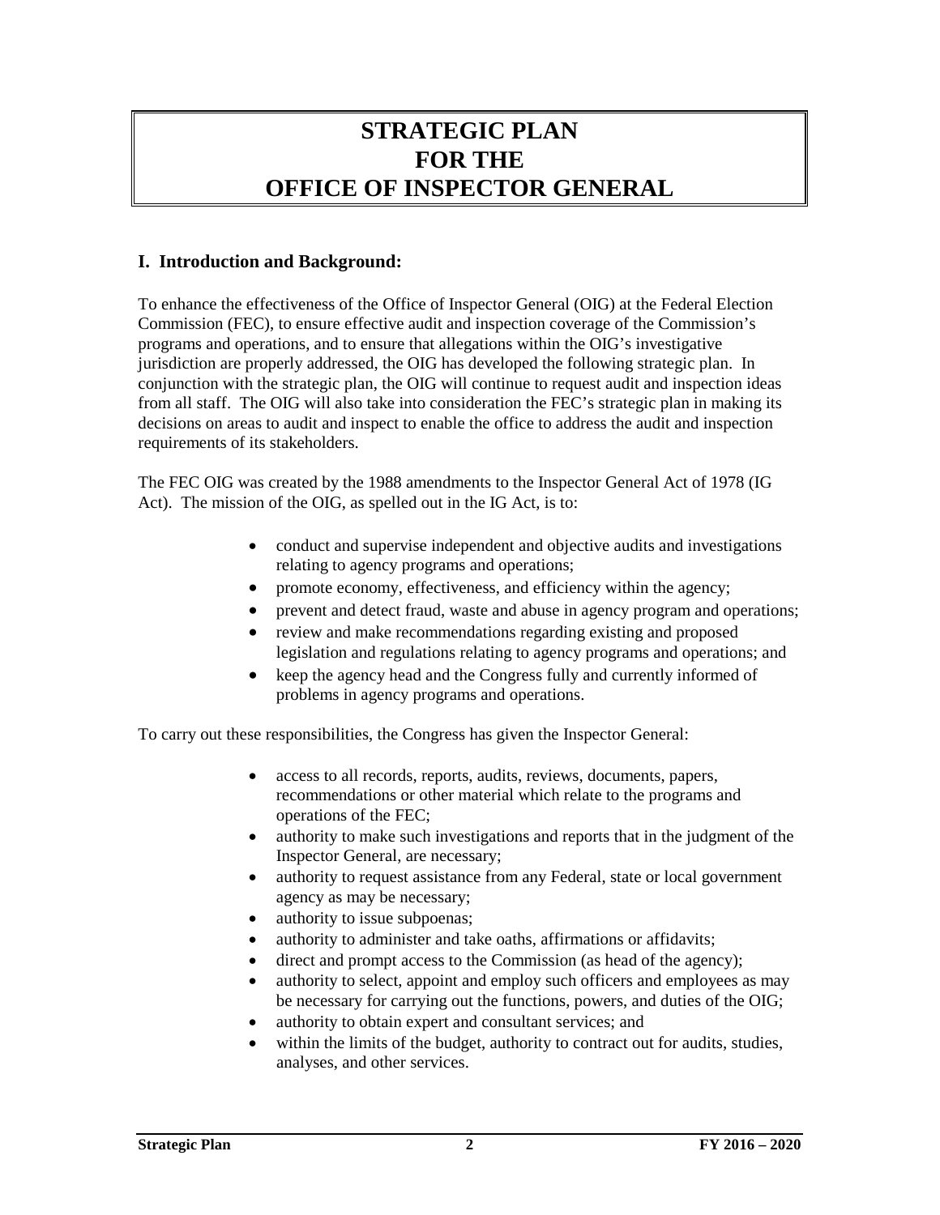# STRATEGIC PLAN FOR THE OFFICE OF INSPECTOR GENERAL

## I. Introduction and Background:

To enhance the effectiveness of the Office of Inspector General (OIG) at the Federal Election Commission (FEC), to ensure effective audit and inspection coverage of the Commission's programs and operations, and to ensure that allegations within the OIG's investigative jurisdiction are properly addressed, the OIG has developed the following strategic plan. In conjunction with the strategic plan, the OIG will continue to request audit and inspection ideas from all staff. The OIG will also take into consideration the FEC's strategic plan in making its decisions on areas to audit and inspect to enable the office to address the audit and inspection requirements of its stakeholders.

The FEC OIG was created by the 1988 amendments to the Inspector General Act of 1978 (IG Act). The mission of the OIG, as spelled out in the IG Act, is to:

- conduct and supervise independent and objective audits and investigations relating to agency programs and operations;
- promote economy, effectiveness, and efficiency within the agency;
- prevent and detect fraud, waste and abuse in agency program and operations;
- review and make recommendations regarding existing and proposed legislation and regulations relating to agency programs and operations; and
- keep the agency head and the Congress fully and currently informed of problems in agency programs and operations.

To carry out these responsibilities, the Congress has given the Inspector General:

- access to all records, reports, audits, reviews, documents, papers, recommendations or other material which relate to the programs and operations of the FEC;
- authority to make such investigations and reports that in the judgment of the Inspector General, are necessary;
- authority to request assistance from any Federal, state or local government agency as may be necessary;
- authority to issue subpoenas;
- authority to administer and take oaths, affirmations or affidavits;
- direct and prompt access to the Commission (as head of the agency);
- authority to select, appoint and employ such officers and employees as may be necessary for carrying out the functions, powers, and duties of the OIG;
- authority to obtain expert and consultant services; and
- within the limits of the budget, authority to contract out for audits, studies, analyses, and other services.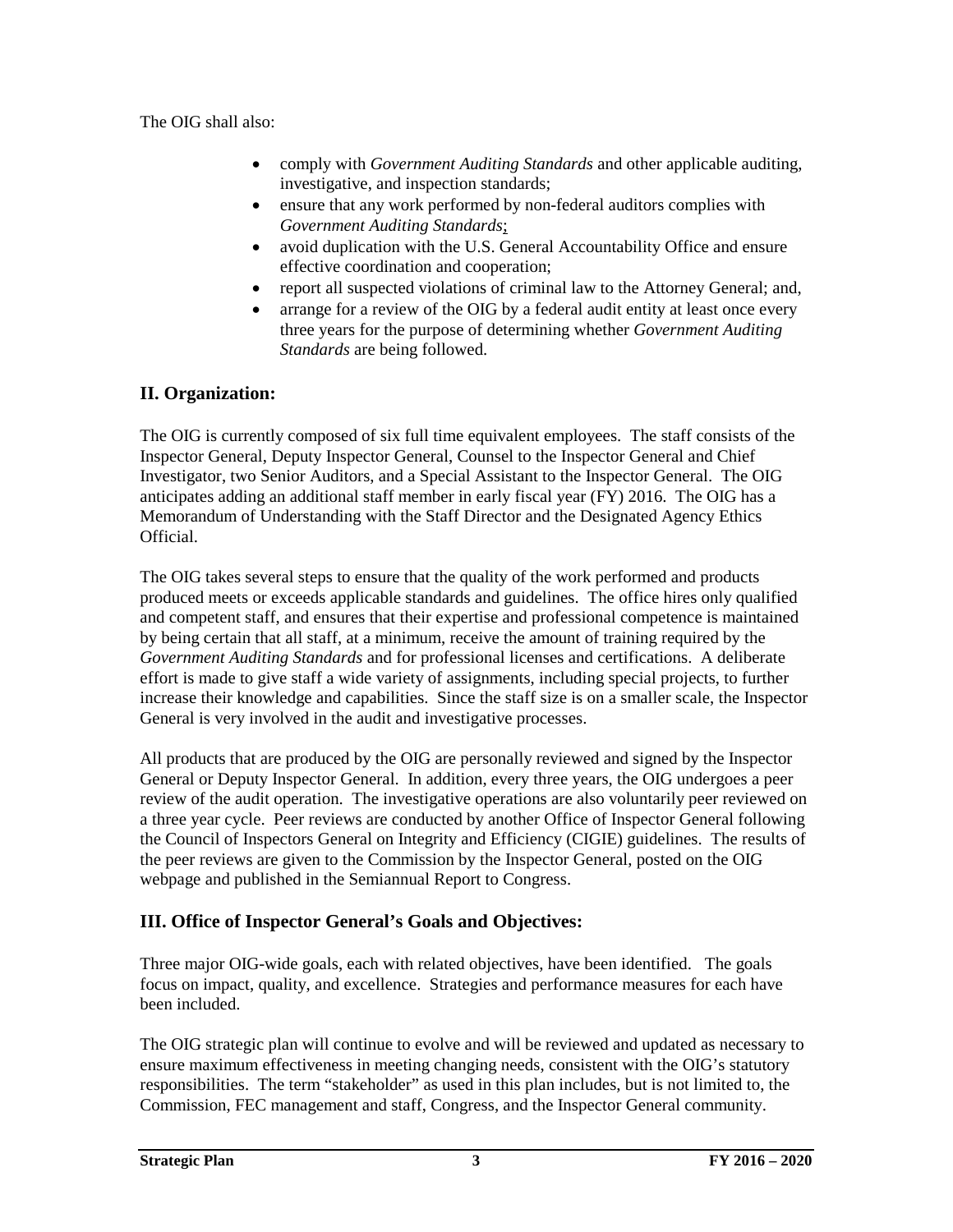The OIG shall also:

- comply with *Government Auditing Standards* and other applicable auditing, investigative, and inspection standards;
- ensure that any work performed by non-federal auditors complies with *Government Auditing Standards*;
- avoid duplication with the U.S. General Accountability Office and ensure effective coordination and cooperation;
- report all suspected violations of criminal law to the Attorney General; and,
- arrange for a review of the OIG by a federal audit entity at least once every three years for the purpose of determining whether *Government Auditing Standards* are being followed.

## II. Organization:

The OIG is currently composed of six full time equivalent employees. The staff consists of the Inspector General, Deputy Inspector General, Counsel to the Inspector General and Chief Investigator, two Senior Auditors, and a Special Assistant to the Inspector General. The OIG anticipates adding an additional staff member in early fiscal year (FY) 2016. The OIG has a Memorandum of Understanding with the Staff Director and the Designated Agency Ethics Official.

The OIG takes several steps to ensure that the quality of the work performed and products produced meets or exceeds applicable standards and guidelines. The office hires only qualified and competent staff, and ensures that their expertise and professional competence is maintained by being certain that all staff, at a minimum, receive the amount of training required by the *Government Auditing Standards* and for professional licenses and certifications. A deliberate effort is made to give staff a wide variety of assignments, including special projects, to further increase their knowledge and capabilities. Since the staff size is on a smaller scale, the Inspector General is very involved in the audit and investigative processes.

All products that are produced by the OIG are personally reviewed and signed by the Inspector General or Deputy Inspector General. In addition, every three years, the OIG undergoes a peer review of the audit operation. The investigative operations are also voluntarily peer reviewed on a three year cycle. Peer reviews are conducted by another Office of Inspector General following the Council of Inspectors General on Integrity and Efficiency (CIGIE) guidelines. The results of the peer reviews are given to the Commission by the Inspector General, posted on the OIG webpage and published in the Semiannual Report to Congress.

## III. Office of Inspector General's Goals and Objectives:

Three major OIG-wide goals, each with related objectives, have been identified. The goals focus on impact, quality, and excellence. Strategies and performance measures for each have been included.

The OIG strategic plan will continue to evolve and will be reviewed and updated as necessary to ensure maximum effectiveness in meeting changing needs, consistent with the OIG's statutory responsibilities. The term "stakeholder" as used in this plan includes, but is not limited to, the Commission, FEC management and staff, Congress, and the Inspector General community.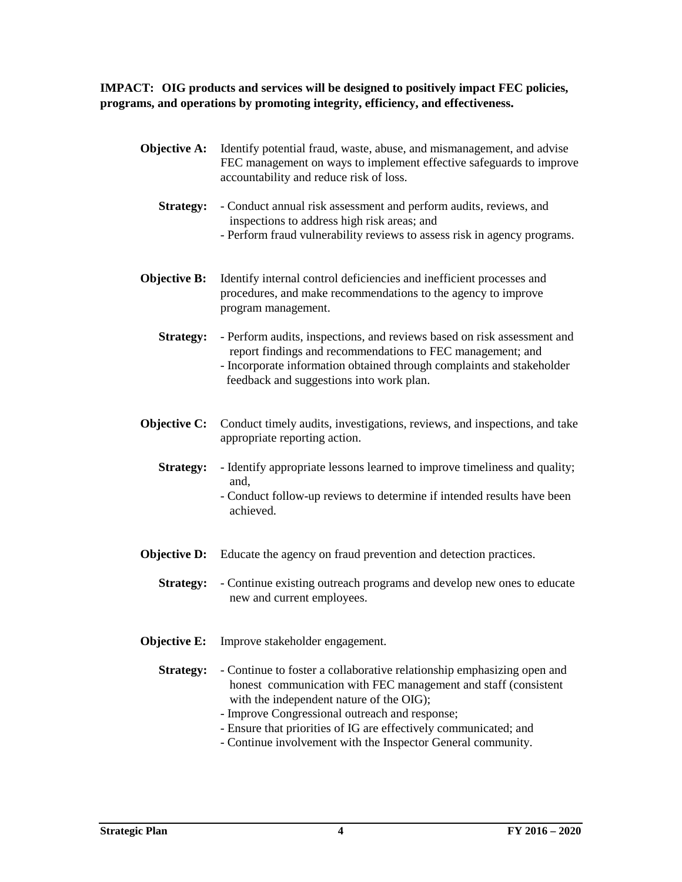**IMPACT: OIG products and services will be designed to positively impact FEC policies, programs, and operations by promoting integrity, efficiency, and effectiveness.**

**Objective A:** Identify potential fraud, waste, abuse, and mismanagement, and advise FEC management on ways to implement effective safeguards to improve accountability and reduce risk of loss.

**Strategy:**
- Conduct annual risk assessment and perform audits, reviews, and inspections to address high risk areas; and
- Perform fraud vulnerability reviews to assess risk in agency programs.

**Objective B:** Identify internal control deficiencies and inefficient processes and procedures, and make recommendations to the agency to improve program management.

**Strategy:**
- Perform audits, inspections, and reviews based on risk assessment and report findings and recommendations to FEC management; and
- Incorporate information obtained through complaints and stakeholder feedback and suggestions into work plan.

**Objective C:** Conduct timely audits, investigations, reviews, and inspections, and take appropriate reporting action.

**Strategy:**
- Identify appropriate lessons learned to improve timeliness and quality; and,
- Conduct follow-up reviews to determine if intended results have been achieved.

**Objective D:** Educate the agency on fraud prevention and detection practices.

**Strategy:**
- Continue existing outreach programs and develop new ones to educate new and current employees.

**Objective E:** Improve stakeholder engagement.

**Strategy:**
- Continue to foster a collaborative relationship emphasizing open and honest communication with FEC management and staff (consistent with the independent nature of the OIG);
- Improve Congressional outreach and response;
- Ensure that priorities of IG are effectively communicated; and
- Continue involvement with the Inspector General community.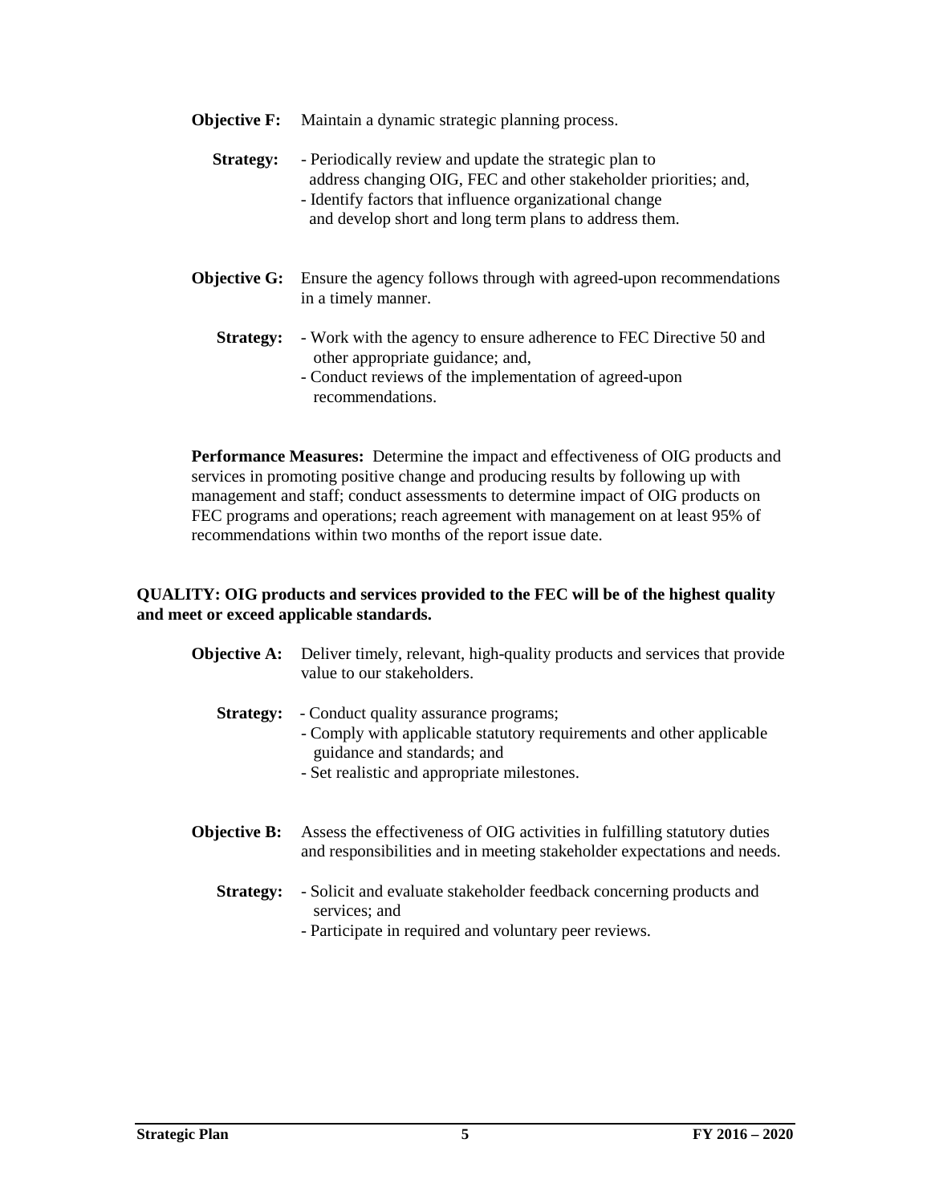**Objective F:** Maintain a dynamic strategic planning process.

**Strategy:**
- Periodically review and update the strategic plan to address changing OIG, FEC and other stakeholder priorities; and,
- Identify factors that influence organizational change and develop short and long term plans to address them.

**Objective G:** Ensure the agency follows through with agreed-upon recommendations in a timely manner.

**Strategy:**
- Work with the agency to ensure adherence to FEC Directive 50 and other appropriate guidance; and,
- Conduct reviews of the implementation of agreed-upon recommendations.

**Performance Measures:** Determine the impact and effectiveness of OIG products and services in promoting positive change and producing results by following up with management and staff; conduct assessments to determine impact of OIG products on FEC programs and operations; reach agreement with management on at least 95% of recommendations within two months of the report issue date.

**QUALITY: OIG products and services provided to the FEC will be of the highest quality and meet or exceed applicable standards.**

**Objective A:** Deliver timely, relevant, high-quality products and services that provide value to our stakeholders.

**Strategy:**
- Conduct quality assurance programs;
- Comply with applicable statutory requirements and other applicable guidance and standards; and
- Set realistic and appropriate milestones.

**Objective B:** Assess the effectiveness of OIG activities in fulfilling statutory duties and responsibilities and in meeting stakeholder expectations and needs.

**Strategy:**
- Solicit and evaluate stakeholder feedback concerning products and services; and
- Participate in required and voluntary peer reviews.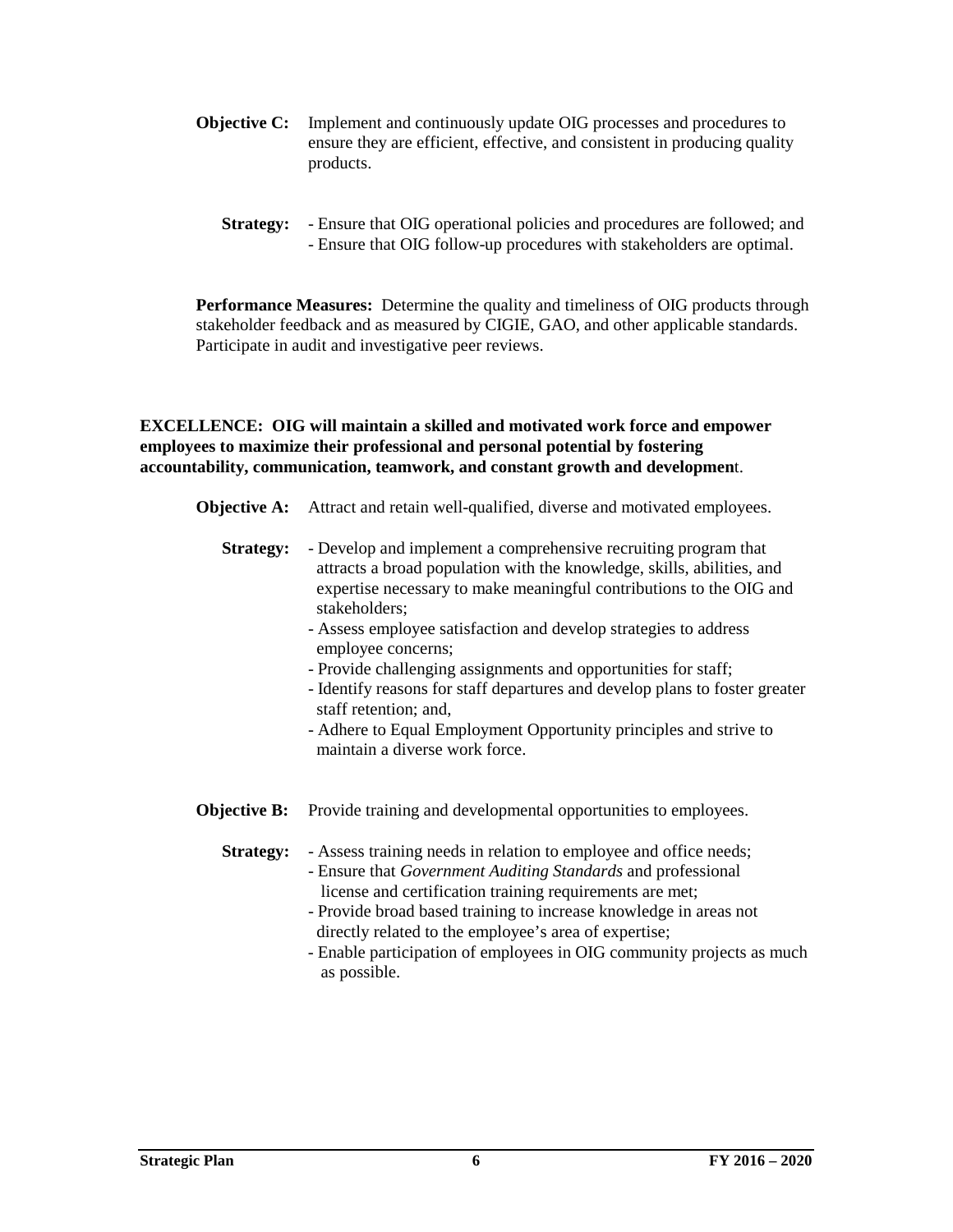**Objective C:** Implement and continuously update OIG processes and procedures to ensure they are efficient, effective, and consistent in producing quality products.

**Strategy:**
- Ensure that OIG operational policies and procedures are followed; and
- Ensure that OIG follow-up procedures with stakeholders are optimal.

**Performance Measures:** Determine the quality and timeliness of OIG products through stakeholder feedback and as measured by CIGIE, GAO, and other applicable standards. Participate in audit and investigative peer reviews.

**EXCELLENCE: OIG will maintain a skilled and motivated work force and empower employees to maximize their professional and personal potential by fostering accountability, communication, teamwork, and constant growth and developmen**t.

**Objective A:** Attract and retain well-qualified, diverse and motivated employees.

**Strategy:**
- Develop and implement a comprehensive recruiting program that attracts a broad population with the knowledge, skills, abilities, and expertise necessary to make meaningful contributions to the OIG and stakeholders;
- Assess employee satisfaction and develop strategies to address employee concerns;
- Provide challenging assignments and opportunities for staff;
- Identify reasons for staff departures and develop plans to foster greater staff retention; and,
- Adhere to Equal Employment Opportunity principles and strive to maintain a diverse work force.

**Objective B:** Provide training and developmental opportunities to employees.

**Strategy:**
- Assess training needs in relation to employee and office needs;
- Ensure that *Government Auditing Standards* and professional license and certification training requirements are met;
- Provide broad based training to increase knowledge in areas not directly related to the employee's area of expertise;
- Enable participation of employees in OIG community projects as much as possible.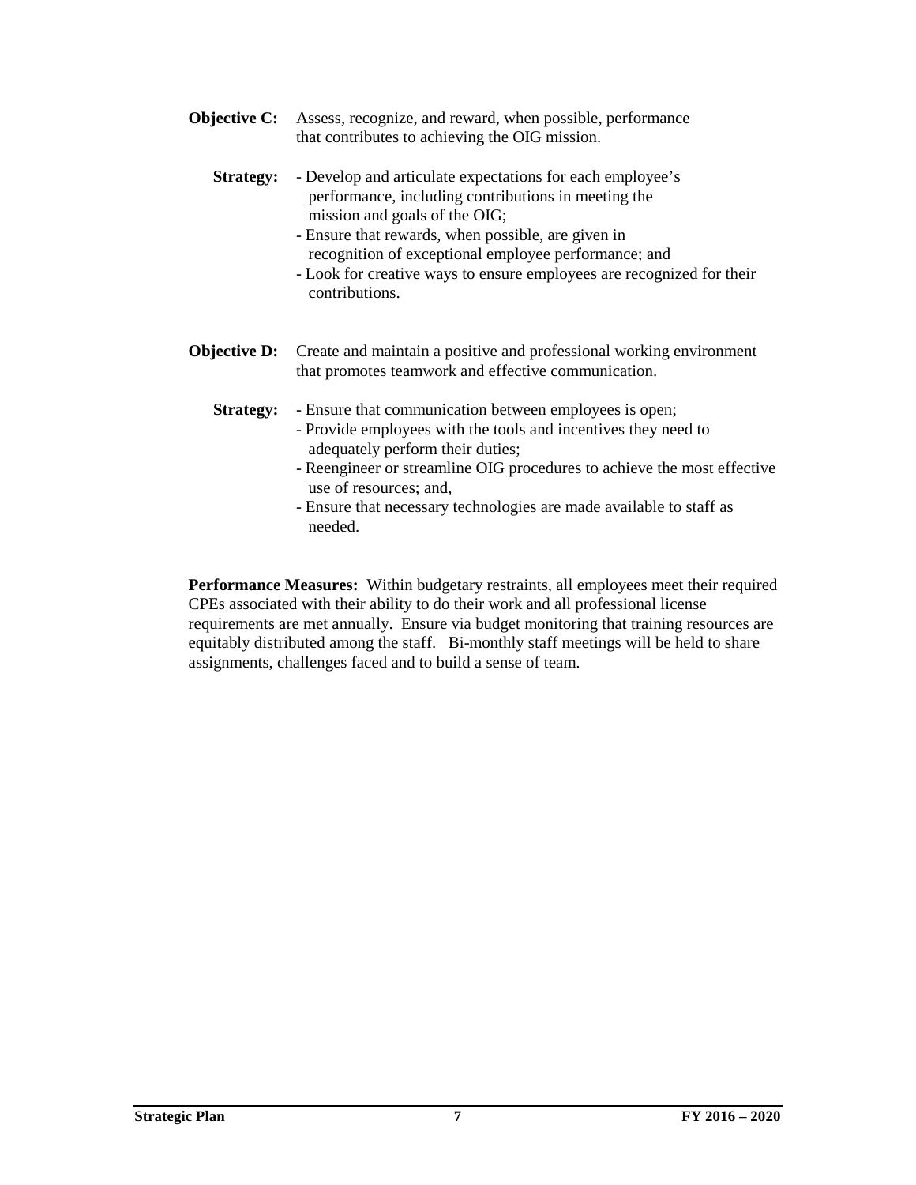**Objective C:** Assess, recognize, and reward, when possible, performance that contributes to achieving the OIG mission.

**Strategy:**
- Develop and articulate expectations for each employee's performance, including contributions in meeting the mission and goals of the OIG;
- Ensure that rewards, when possible, are given in recognition of exceptional employee performance; and
- Look for creative ways to ensure employees are recognized for their contributions.

**Objective D:** Create and maintain a positive and professional working environment that promotes teamwork and effective communication.

**Strategy:**
- Ensure that communication between employees is open;
- Provide employees with the tools and incentives they need to adequately perform their duties;
- Reengineer or streamline OIG procedures to achieve the most effective use of resources; and,
- Ensure that necessary technologies are made available to staff as needed.

**Performance Measures:** Within budgetary restraints, all employees meet their required CPEs associated with their ability to do their work and all professional license requirements are met annually. Ensure via budget monitoring that training resources are equitably distributed among the staff. Bi-monthly staff meetings will be held to share assignments, challenges faced and to build a sense of team.